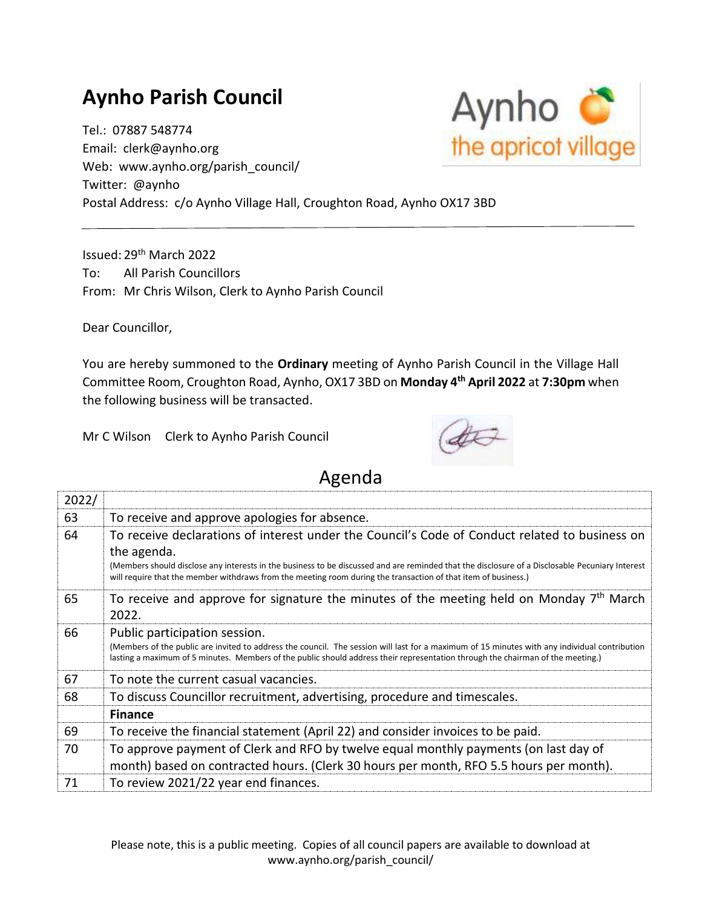# Aynho Parish Council

Tel.: 07887 548774
Email: clerk@aynho.org
Web: www.aynho.org/parish_council/
Twitter: @aynho
Postal Address: c/o Aynho Village Hall, Croughton Road, Aynho OX17 3BD

---

Issued: 29th March 2022
To: All Parish Councillors
From: Mr Chris Wilson, Clerk to Aynho Parish Council

Dear Councillor,

You are hereby summoned to the **Ordinary** meeting of Aynho Parish Council in the Village Hall Committee Room, Croughton Road, Aynho, OX17 3BD on **Monday 4th April 2022** at **7:30pm** when the following business will be transacted.

Mr C Wilson Clerk to Aynho Parish Council

## Agenda

| 2022/ | |
|---|---|
| 63 | To receive and approve apologies for absence. |
| 64 | To receive declarations of interest under the Council's Code of Conduct related to business on the agenda. (Members should disclose any interests in the business to be discussed and are reminded that the disclosure of a Disclosable Pecuniary Interest will require that the member withdraws from the meeting room during the transaction of that item of business.) |
| 65 | To receive and approve for signature the minutes of the meeting held on Monday 7th March 2022. |
| 66 | Public participation session. (Members of the public are invited to address the council. The session will last for a maximum of 15 minutes with any individual contribution lasting a maximum of 5 minutes. Members of the public should address their representation through the chairman of the meeting.) |
| 67 | To note the current casual vacancies. |
| 68 | To discuss Councillor recruitment, advertising, procedure and timescales. |
| | **Finance** |
| 69 | To receive the financial statement (April 22) and consider invoices to be paid. |
| 70 | To approve payment of Clerk and RFO by twelve equal monthly payments (on last day of month) based on contracted hours. (Clerk 30 hours per month, RFO 5.5 hours per month). |
| 71 | To review 2021/22 year end finances. |

Please note, this is a public meeting. Copies of all council papers are available to download at www.aynho.org/parish_council/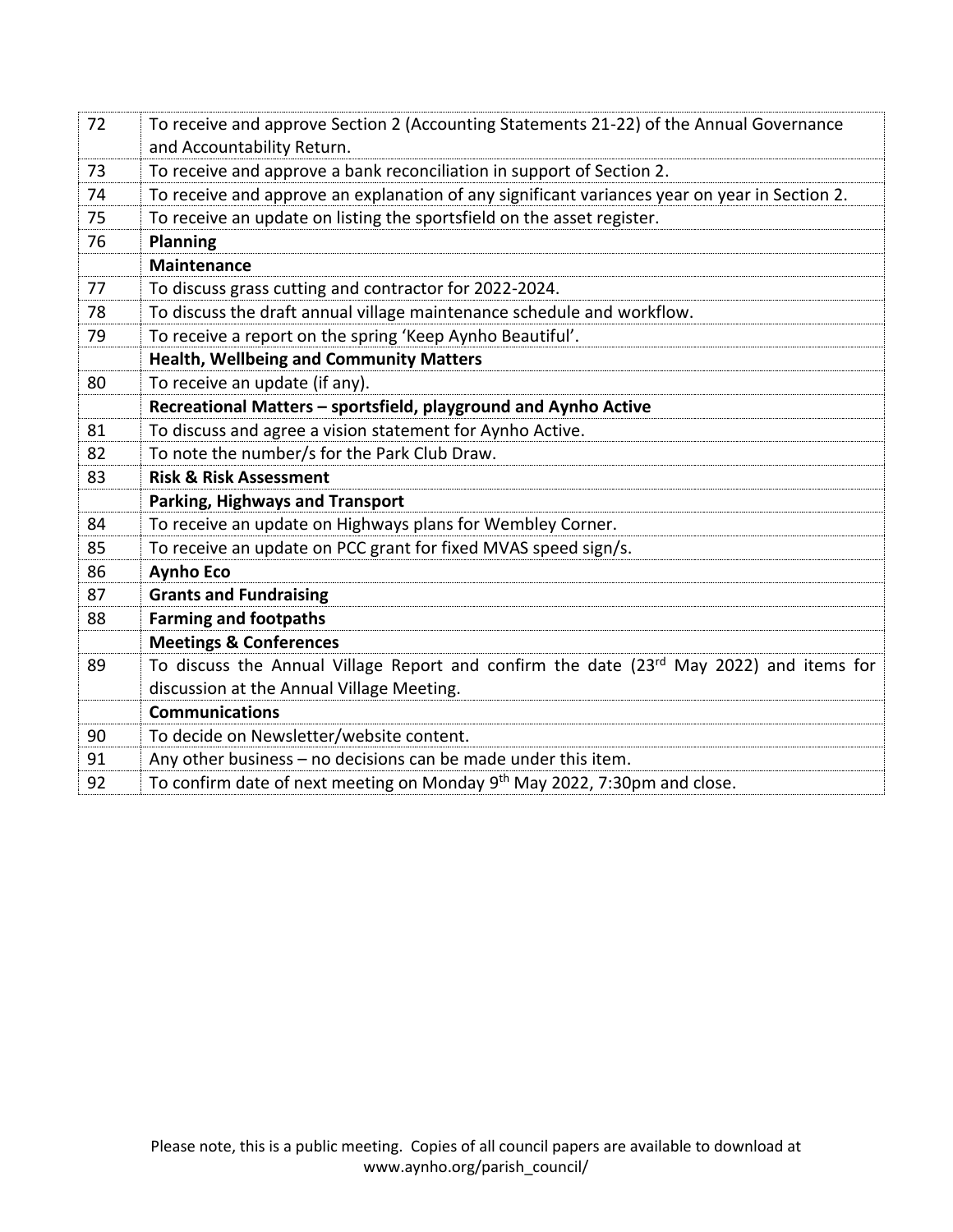| | |
|---|---|
| 72 | To receive and approve Section 2 (Accounting Statements 21-22) of the Annual Governance and Accountability Return. |
| 73 | To receive and approve a bank reconciliation in support of Section 2. |
| 74 | To receive and approve an explanation of any significant variances year on year in Section 2. |
| 75 | To receive an update on listing the sportsfield on the asset register. |
| 76 | **Planning** |
| | **Maintenance** |
| 77 | To discuss grass cutting and contractor for 2022-2024. |
| 78 | To discuss the draft annual village maintenance schedule and workflow. |
| 79 | To receive a report on the spring 'Keep Aynho Beautiful'. |
| | **Health, Wellbeing and Community Matters** |
| 80 | To receive an update (if any). |
| | **Recreational Matters – sportsfield, playground and Aynho Active** |
| 81 | To discuss and agree a vision statement for Aynho Active. |
| 82 | To note the number/s for the Park Club Draw. |
| 83 | **Risk & Risk Assessment** |
| | **Parking, Highways and Transport** |
| 84 | To receive an update on Highways plans for Wembley Corner. |
| 85 | To receive an update on PCC grant for fixed MVAS speed sign/s. |
| 86 | **Aynho Eco** |
| 87 | **Grants and Fundraising** |
| 88 | **Farming and footpaths** |
| | **Meetings & Conferences** |
| 89 | To discuss the Annual Village Report and confirm the date (23rd May 2022) and items for discussion at the Annual Village Meeting. |
| | **Communications** |
| 90 | To decide on Newsletter/website content. |
| 91 | Any other business – no decisions can be made under this item. |
| 92 | To confirm date of next meeting on Monday 9th May 2022, 7:30pm and close. |

Please note, this is a public meeting. Copies of all council papers are available to download at www.aynho.org/parish_council/